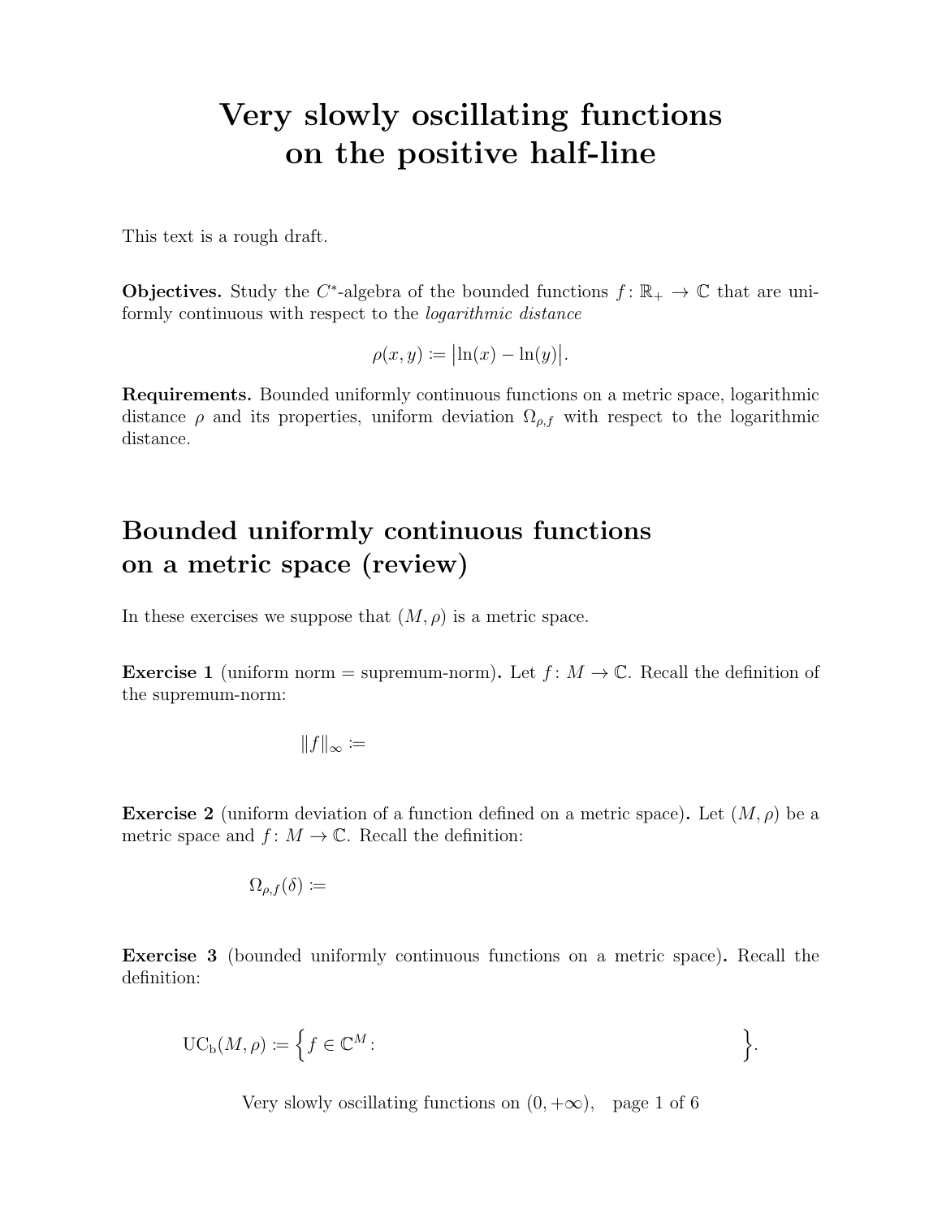# Very slowly oscillating functions on the positive half-line

This text is a rough draft.

**Objectives.** Study the $C^*$-algebra of the bounded functions $f\colon \mathbb{R}_+ \to \mathbb{C}$ that are uniformly continuous with respect to the *logarithmic distance*

$$\rho(x,y) \coloneqq \bigl|\ln(x) - \ln(y)\bigr|.$$

**Requirements.** Bounded uniformly continuous functions on a metric space, logarithmic distance $\rho$ and its properties, uniform deviation $\Omega_{\rho,f}$ with respect to the logarithmic distance.

## Bounded uniformly continuous functions on a metric space (review)

In these exercises we suppose that $(M,\rho)$ is a metric space.

**Exercise 1** (uniform norm = supremum-norm)**.** Let $f\colon M \to \mathbb{C}$. Recall the definition of the supremum-norm:

$$\|f\|_\infty \coloneqq$$

**Exercise 2** (uniform deviation of a function defined on a metric space)**.** Let $(M,\rho)$ be a metric space and $f\colon M \to \mathbb{C}$. Recall the definition:

$$\Omega_{\rho,f}(\delta) \coloneqq$$

**Exercise 3** (bounded uniformly continuous functions on a metric space)**.** Recall the definition:

$$\mathrm{UC_b}(M,\rho) \coloneqq \Bigl\{ f \in \mathbb{C}^M \colon \qquad\qquad\qquad\qquad\qquad\qquad \Bigr\}.$$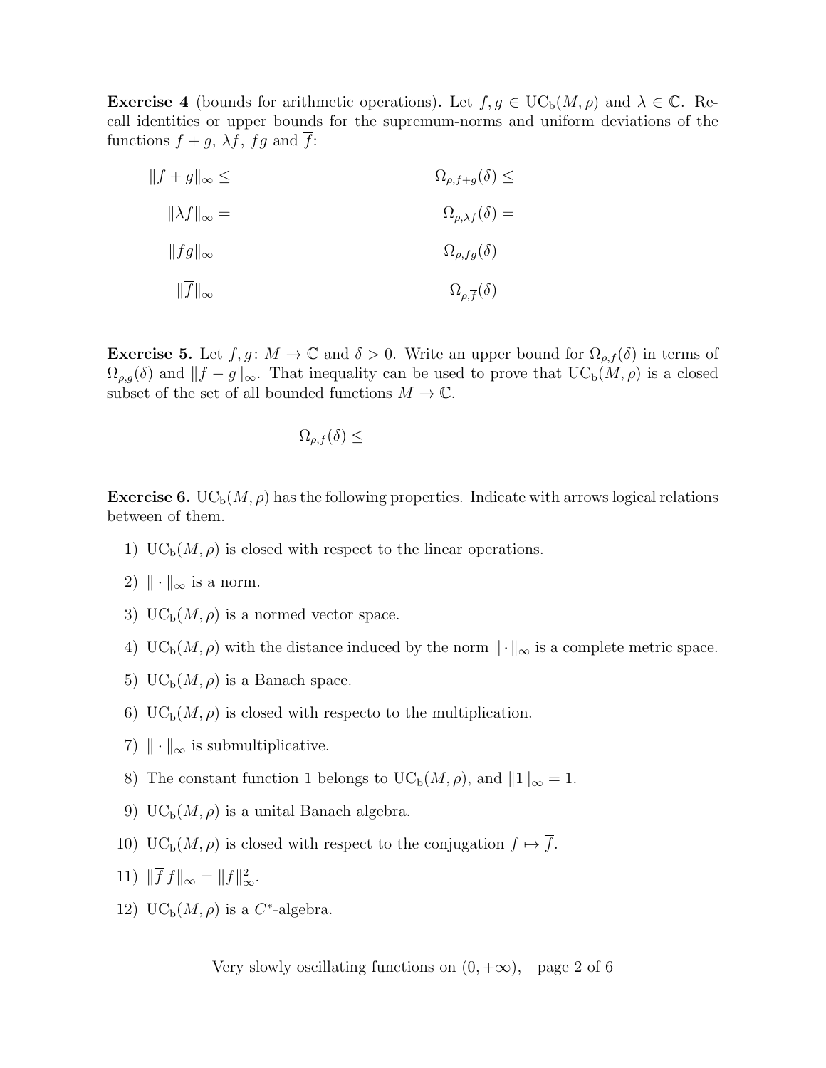**Exercise 4** (bounds for arithmetic operations)**.** Let $f, g \in \mathrm{UC_b}(M, \rho)$ and $\lambda \in \mathbb{C}$. Recall identities or upper bounds for the supremum-norms and uniform deviations of the functions $f + g$, $\lambda f$, $fg$ and $\overline{f}$:

$$\|f + g\|_\infty \leq \qquad\qquad\qquad \Omega_{\rho, f+g}(\delta) \leq$$

$$\|\lambda f\|_\infty = \qquad\qquad\qquad \Omega_{\rho, \lambda f}(\delta) =$$

$$\|fg\|_\infty \qquad\qquad\qquad \Omega_{\rho, fg}(\delta)$$

$$\|\overline{f}\|_\infty \qquad\qquad\qquad \Omega_{\rho, \overline{f}}(\delta)$$

**Exercise 5.** Let $f, g\colon M \to \mathbb{C}$ and $\delta > 0$. Write an upper bound for $\Omega_{\rho,f}(\delta)$ in terms of $\Omega_{\rho,g}(\delta)$ and $\|f - g\|_\infty$. That inequality can be used to prove that $\mathrm{UC_b}(M, \rho)$ is a closed subset of the set of all bounded functions $M \to \mathbb{C}$.

$$\Omega_{\rho,f}(\delta) \leq$$

**Exercise 6.** $\mathrm{UC_b}(M, \rho)$ has the following properties. Indicate with arrows logical relations between of them.

1) $\mathrm{UC_b}(M, \rho)$ is closed with respect to the linear operations.
2) $\|\cdot\|_\infty$ is a norm.
3) $\mathrm{UC_b}(M, \rho)$ is a normed vector space.
4) $\mathrm{UC_b}(M, \rho)$ with the distance induced by the norm $\|\cdot\|_\infty$ is a complete metric space.
5) $\mathrm{UC_b}(M, \rho)$ is a Banach space.
6) $\mathrm{UC_b}(M, \rho)$ is closed with respecto to the multiplication.
7) $\|\cdot\|_\infty$ is submultiplicative.
8) The constant function 1 belongs to $\mathrm{UC_b}(M, \rho)$, and $\|1\|_\infty = 1$.
9) $\mathrm{UC_b}(M, \rho)$ is a unital Banach algebra.
10) $\mathrm{UC_b}(M, \rho)$ is closed with respect to the conjugation $f \mapsto \overline{f}$.
11) $\|\overline{f}\, f\|_\infty = \|f\|_\infty^2$.
12) $\mathrm{UC_b}(M, \rho)$ is a $C^*$-algebra.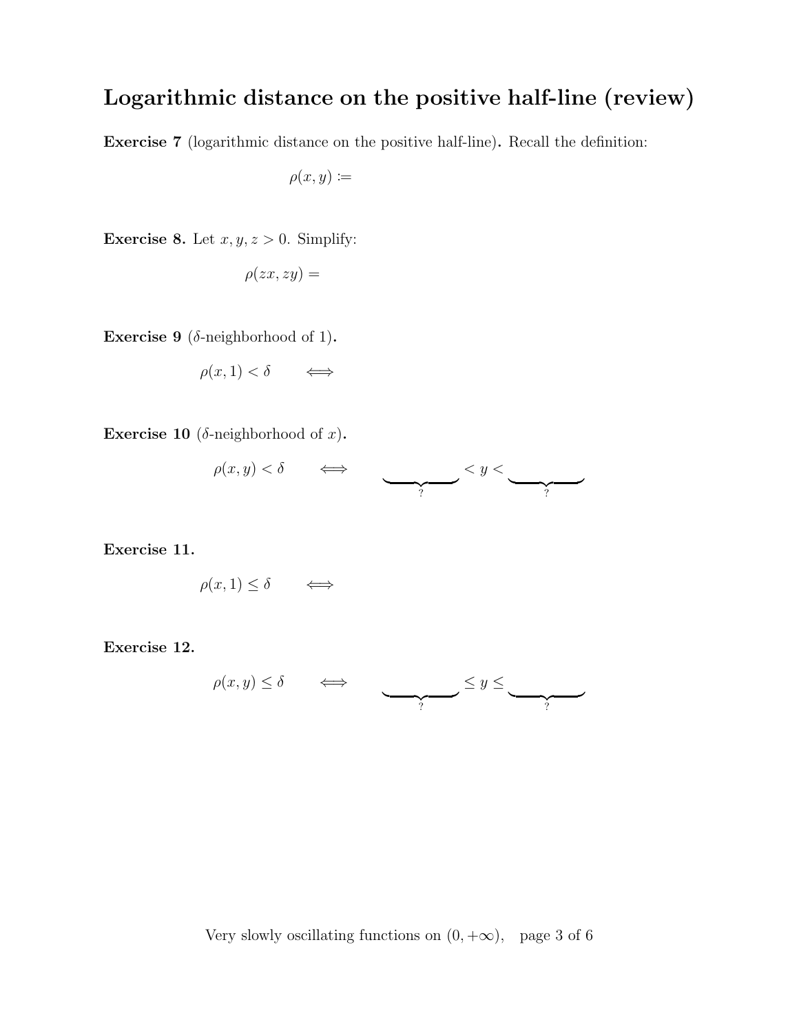# Logarithmic distance on the positive half-line (review)

**Exercise 7** (logarithmic distance on the positive half-line)**.** Recall the definition:

$$\rho(x, y) :=$$

**Exercise 8.** Let $x, y, z > 0$. Simplify:

$$\rho(zx, zy) =$$

**Exercise 9** ($\delta$-neighborhood of 1)**.**

$$\rho(x, 1) < \delta \qquad \Longleftrightarrow$$

**Exercise 10** ($\delta$-neighborhood of $x$)**.**

$$\rho(x, y) < \delta \qquad \Longleftrightarrow \qquad \underbrace{\qquad\qquad}_{?} < y < \underbrace{\qquad\qquad}_{?}$$

**Exercise 11.**

$$\rho(x, 1) \le \delta \qquad \Longleftrightarrow$$

**Exercise 12.**

$$\rho(x, y) \le \delta \qquad \Longleftrightarrow \qquad \underbrace{\qquad\qquad}_{?} \le y \le \underbrace{\qquad\qquad}_{?}$$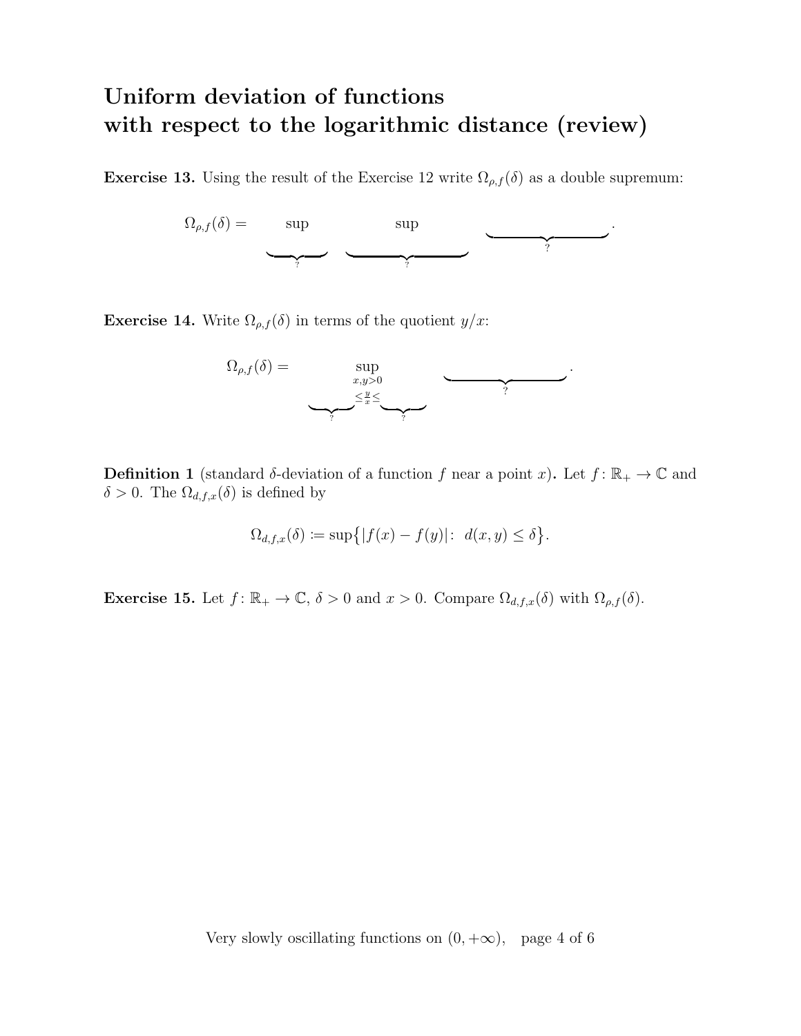# Uniform deviation of functions with respect to the logarithmic distance (review)

**Exercise 13.** Using the result of the Exercise 12 write $\Omega_{\rho,f}(\delta)$ as a double supremum:

$$\Omega_{\rho,f}(\delta) = \sup_{\underbrace{\qquad}_{?}} \; \sup_{\underbrace{\qquad\qquad}_{?}} \; \underbrace{\qquad\qquad\qquad}_{?}.$$

**Exercise 14.** Write $\Omega_{\rho,f}(\delta)$ in terms of the quotient $y/x$:

$$\Omega_{\rho,f}(\delta) = \sup_{\substack{x,y>0 \\ \underbrace{\qquad}_{?} \le \frac{y}{x} \le \underbrace{\qquad}_{?}}} \; \underbrace{\qquad\qquad\qquad}_{?}.$$

**Definition 1** (standard $\delta$-deviation of a function $f$ near a point $x$)**.** Let $f\colon \mathbb{R}_+ \to \mathbb{C}$ and $\delta > 0$. The $\Omega_{d,f,x}(\delta)$ is defined by

$$\Omega_{d,f,x}(\delta) \coloneqq \sup\bigl\{|f(x) - f(y)| \colon \; d(x,y) \le \delta\bigr\}.$$

**Exercise 15.** Let $f\colon \mathbb{R}_+ \to \mathbb{C}$, $\delta > 0$ and $x > 0$. Compare $\Omega_{d,f,x}(\delta)$ with $\Omega_{\rho,f}(\delta)$.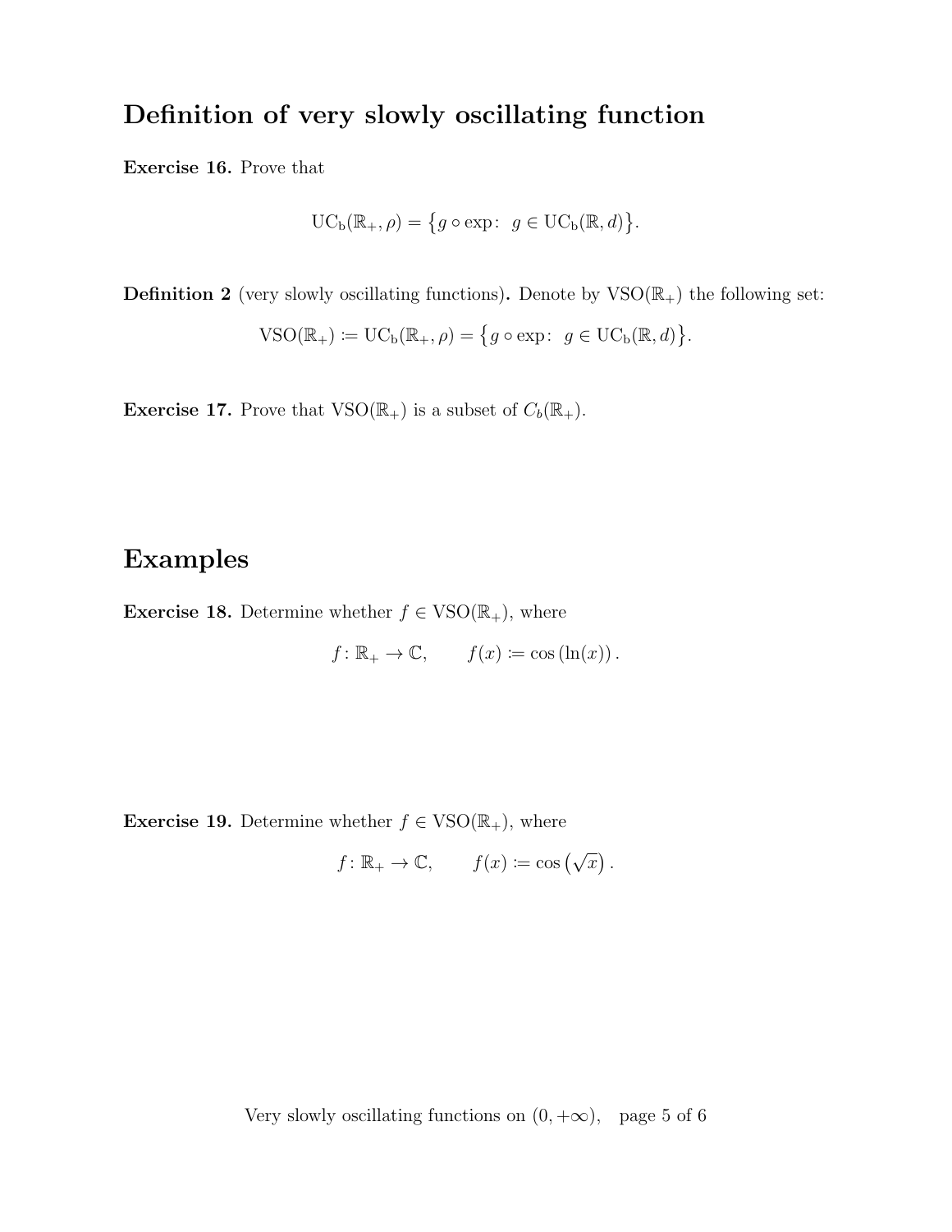## Definition of very slowly oscillating function

**Exercise 16.** Prove that

$$\mathrm{UC_b}(\mathbb{R}_+, \rho) = \bigl\{ g \circ \exp\colon\ g \in \mathrm{UC_b}(\mathbb{R}, d) \bigr\}.$$

**Definition 2** (very slowly oscillating functions)**.** Denote by $\mathrm{VSO}(\mathbb{R}_+)$ the following set:

$$\mathrm{VSO}(\mathbb{R}_+) \coloneqq \mathrm{UC_b}(\mathbb{R}_+, \rho) = \bigl\{ g \circ \exp\colon\ g \in \mathrm{UC_b}(\mathbb{R}, d) \bigr\}.$$

**Exercise 17.** Prove that $\mathrm{VSO}(\mathbb{R}_+)$ is a subset of $C_b(\mathbb{R}_+)$.

## Examples

**Exercise 18.** Determine whether $f \in \mathrm{VSO}(\mathbb{R}_+)$, where

$$f\colon \mathbb{R}_+ \to \mathbb{C}, \qquad f(x) \coloneqq \cos\left(\ln(x)\right).$$

**Exercise 19.** Determine whether $f \in \mathrm{VSO}(\mathbb{R}_+)$, where

$$f\colon \mathbb{R}_+ \to \mathbb{C}, \qquad f(x) \coloneqq \cos\left(\sqrt{x}\right).$$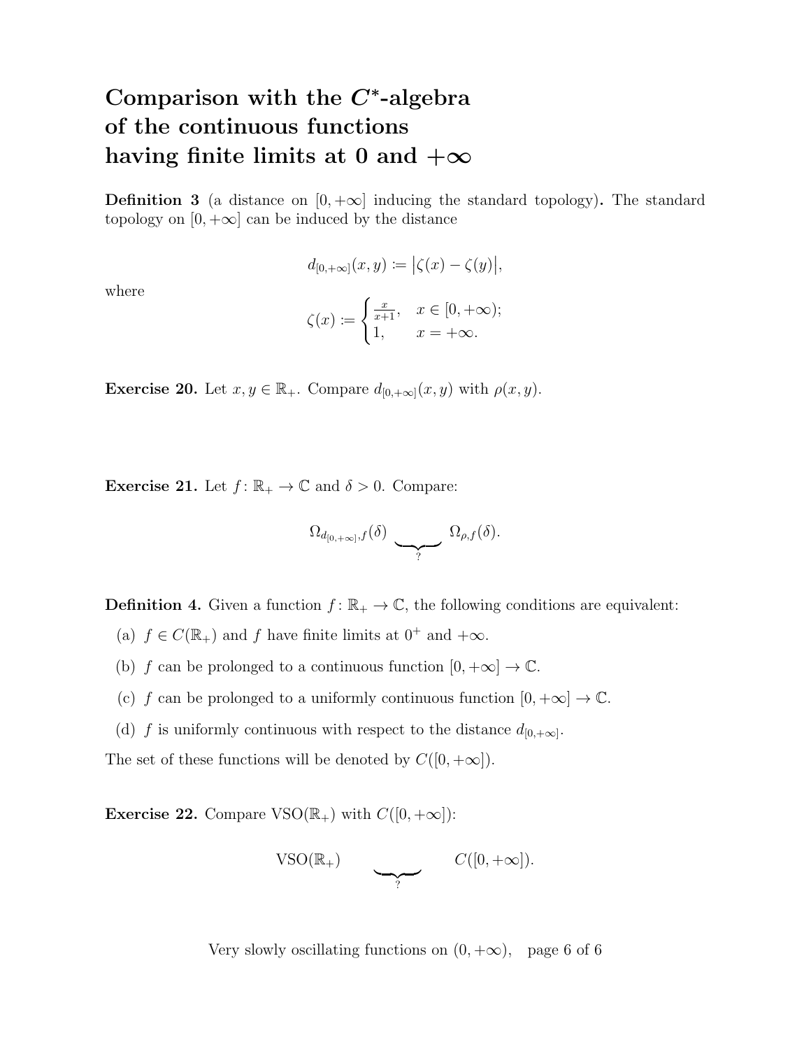# Comparison with the $C^*$-algebra of the continuous functions having finite limits at 0 and $+\infty$

**Definition 3** (a distance on $[0, +\infty]$ inducing the standard topology)**.** The standard topology on $[0, +\infty]$ can be induced by the distance

$$d_{[0,+\infty]}(x, y) := \big|\zeta(x) - \zeta(y)\big|,$$

where

$$\zeta(x) := \begin{cases} \frac{x}{x+1}, & x \in [0, +\infty); \\ 1, & x = +\infty. \end{cases}$$

**Exercise 20.** Let $x, y \in \mathbb{R}_+$. Compare $d_{[0,+\infty]}(x, y)$ with $\rho(x, y)$.

**Exercise 21.** Let $f : \mathbb{R}_+ \to \mathbb{C}$ and $\delta > 0$. Compare:

$$\Omega_{d_{[0,+\infty]},f}(\delta) \underbrace{\qquad}_{?} \Omega_{\rho,f}(\delta).$$

**Definition 4.** Given a function $f : \mathbb{R}_+ \to \mathbb{C}$, the following conditions are equivalent:

(a) $f \in C(\mathbb{R}_+)$ and $f$ have finite limits at $0^+$ and $+\infty$.

(b) $f$ can be prolonged to a continuous function $[0, +\infty] \to \mathbb{C}$.

(c) $f$ can be prolonged to a uniformly continuous function $[0, +\infty] \to \mathbb{C}$.

(d) $f$ is uniformly continuous with respect to the distance $d_{[0,+\infty]}$.

The set of these functions will be denoted by $C([0, +\infty])$.

**Exercise 22.** Compare $\mathrm{VSO}(\mathbb{R}_+)$ with $C([0, +\infty])$:

$$\mathrm{VSO}(\mathbb{R}_+) \qquad \underbrace{\qquad}_{?} \qquad C([0, +\infty]).$$